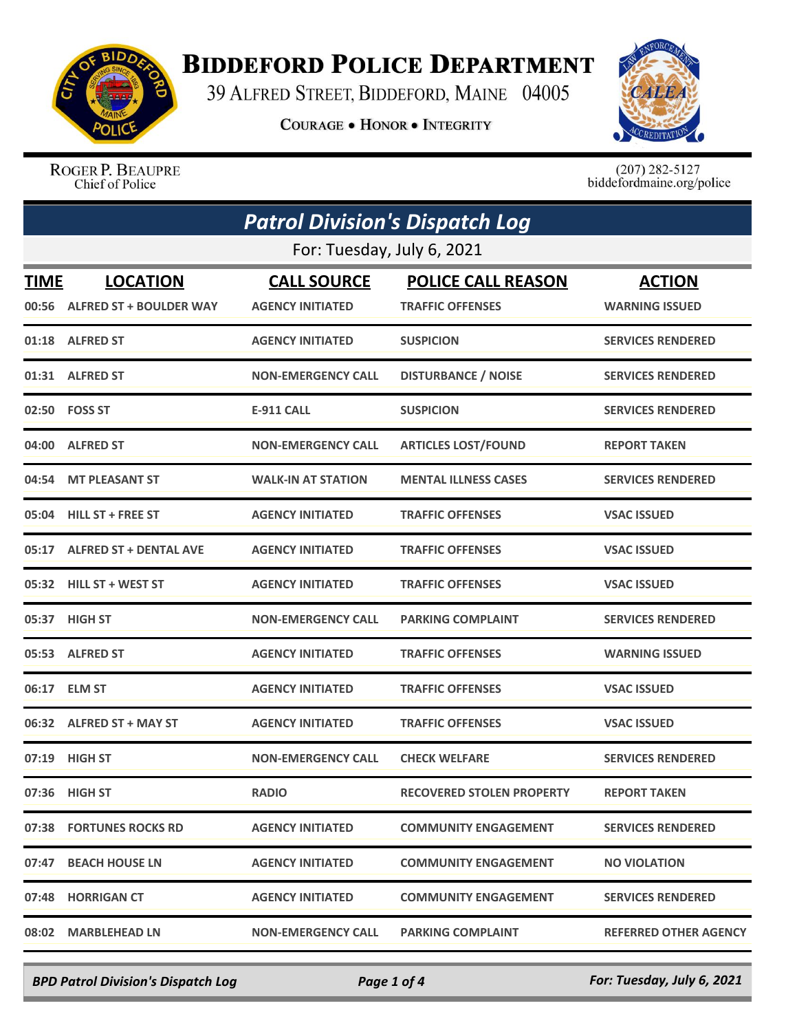# BIDDEFORD POLICE DEPARTMENT

39 ALFRED STREET, BIDDEFORD, MAINE 04005

COURAGE • HONOR • INTEGRITY

ROGER P. BEAUPRE
Chief of Police

(207) 282-5127
biddefordmaine.org/police

## *Patrol Division's Dispatch Log*

For: Tuesday, July 6, 2021

| TIME | LOCATION | CALL SOURCE | POLICE CALL REASON | ACTION |
|---|---|---|---|---|
| 00:56 | ALFRED ST + BOULDER WAY | AGENCY INITIATED | TRAFFIC OFFENSES | WARNING ISSUED |
| 01:18 | ALFRED ST | AGENCY INITIATED | SUSPICION | SERVICES RENDERED |
| 01:31 | ALFRED ST | NON-EMERGENCY CALL | DISTURBANCE / NOISE | SERVICES RENDERED |
| 02:50 | FOSS ST | E-911 CALL | SUSPICION | SERVICES RENDERED |
| 04:00 | ALFRED ST | NON-EMERGENCY CALL | ARTICLES LOST/FOUND | REPORT TAKEN |
| 04:54 | MT PLEASANT ST | WALK-IN AT STATION | MENTAL ILLNESS CASES | SERVICES RENDERED |
| 05:04 | HILL ST + FREE ST | AGENCY INITIATED | TRAFFIC OFFENSES | VSAC ISSUED |
| 05:17 | ALFRED ST + DENTAL AVE | AGENCY INITIATED | TRAFFIC OFFENSES | VSAC ISSUED |
| 05:32 | HILL ST + WEST ST | AGENCY INITIATED | TRAFFIC OFFENSES | VSAC ISSUED |
| 05:37 | HIGH ST | NON-EMERGENCY CALL | PARKING COMPLAINT | SERVICES RENDERED |
| 05:53 | ALFRED ST | AGENCY INITIATED | TRAFFIC OFFENSES | WARNING ISSUED |
| 06:17 | ELM ST | AGENCY INITIATED | TRAFFIC OFFENSES | VSAC ISSUED |
| 06:32 | ALFRED ST + MAY ST | AGENCY INITIATED | TRAFFIC OFFENSES | VSAC ISSUED |
| 07:19 | HIGH ST | NON-EMERGENCY CALL | CHECK WELFARE | SERVICES RENDERED |
| 07:36 | HIGH ST | RADIO | RECOVERED STOLEN PROPERTY | REPORT TAKEN |
| 07:38 | FORTUNES ROCKS RD | AGENCY INITIATED | COMMUNITY ENGAGEMENT | SERVICES RENDERED |
| 07:47 | BEACH HOUSE LN | AGENCY INITIATED | COMMUNITY ENGAGEMENT | NO VIOLATION |
| 07:48 | HORRIGAN CT | AGENCY INITIATED | COMMUNITY ENGAGEMENT | SERVICES RENDERED |
| 08:02 | MARBLEHEAD LN | NON-EMERGENCY CALL | PARKING COMPLAINT | REFERRED OTHER AGENCY |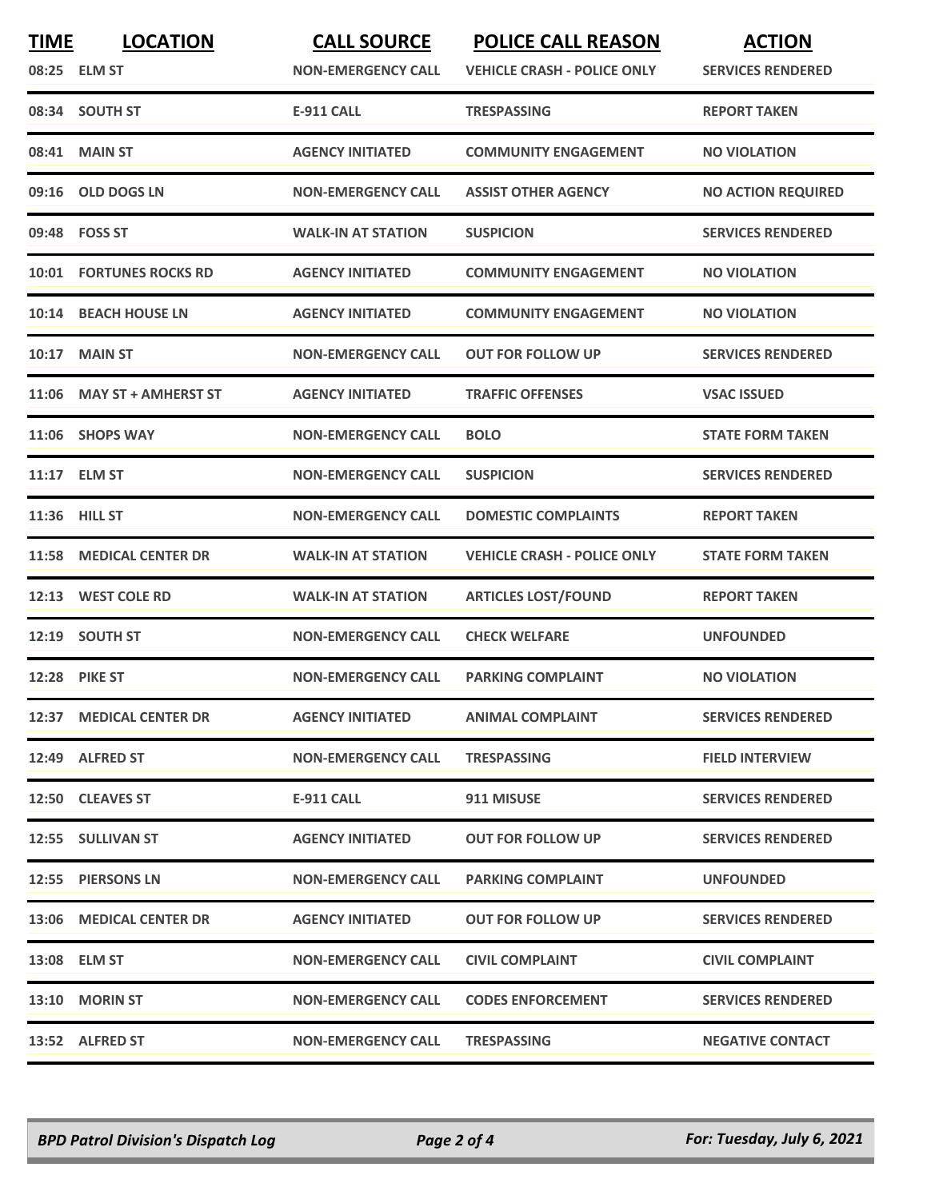| TIME | LOCATION | CALL SOURCE | POLICE CALL REASON | ACTION |
|---|---|---|---|---|
| 08:25 | ELM ST | NON-EMERGENCY CALL | VEHICLE CRASH - POLICE ONLY | SERVICES RENDERED |
| 08:34 | SOUTH ST | E-911 CALL | TRESPASSING | REPORT TAKEN |
| 08:41 | MAIN ST | AGENCY INITIATED | COMMUNITY ENGAGEMENT | NO VIOLATION |
| 09:16 | OLD DOGS LN | NON-EMERGENCY CALL | ASSIST OTHER AGENCY | NO ACTION REQUIRED |
| 09:48 | FOSS ST | WALK-IN AT STATION | SUSPICION | SERVICES RENDERED |
| 10:01 | FORTUNES ROCKS RD | AGENCY INITIATED | COMMUNITY ENGAGEMENT | NO VIOLATION |
| 10:14 | BEACH HOUSE LN | AGENCY INITIATED | COMMUNITY ENGAGEMENT | NO VIOLATION |
| 10:17 | MAIN ST | NON-EMERGENCY CALL | OUT FOR FOLLOW UP | SERVICES RENDERED |
| 11:06 | MAY ST + AMHERST ST | AGENCY INITIATED | TRAFFIC OFFENSES | VSAC ISSUED |
| 11:06 | SHOPS WAY | NON-EMERGENCY CALL | BOLO | STATE FORM TAKEN |
| 11:17 | ELM ST | NON-EMERGENCY CALL | SUSPICION | SERVICES RENDERED |
| 11:36 | HILL ST | NON-EMERGENCY CALL | DOMESTIC COMPLAINTS | REPORT TAKEN |
| 11:58 | MEDICAL CENTER DR | WALK-IN AT STATION | VEHICLE CRASH - POLICE ONLY | STATE FORM TAKEN |
| 12:13 | WEST COLE RD | WALK-IN AT STATION | ARTICLES LOST/FOUND | REPORT TAKEN |
| 12:19 | SOUTH ST | NON-EMERGENCY CALL | CHECK WELFARE | UNFOUNDED |
| 12:28 | PIKE ST | NON-EMERGENCY CALL | PARKING COMPLAINT | NO VIOLATION |
| 12:37 | MEDICAL CENTER DR | AGENCY INITIATED | ANIMAL COMPLAINT | SERVICES RENDERED |
| 12:49 | ALFRED ST | NON-EMERGENCY CALL | TRESPASSING | FIELD INTERVIEW |
| 12:50 | CLEAVES ST | E-911 CALL | 911 MISUSE | SERVICES RENDERED |
| 12:55 | SULLIVAN ST | AGENCY INITIATED | OUT FOR FOLLOW UP | SERVICES RENDERED |
| 12:55 | PIERSONS LN | NON-EMERGENCY CALL | PARKING COMPLAINT | UNFOUNDED |
| 13:06 | MEDICAL CENTER DR | AGENCY INITIATED | OUT FOR FOLLOW UP | SERVICES RENDERED |
| 13:08 | ELM ST | NON-EMERGENCY CALL | CIVIL COMPLAINT | CIVIL COMPLAINT |
| 13:10 | MORIN ST | NON-EMERGENCY CALL | CODES ENFORCEMENT | SERVICES RENDERED |
| 13:52 | ALFRED ST | NON-EMERGENCY CALL | TRESPASSING | NEGATIVE CONTACT |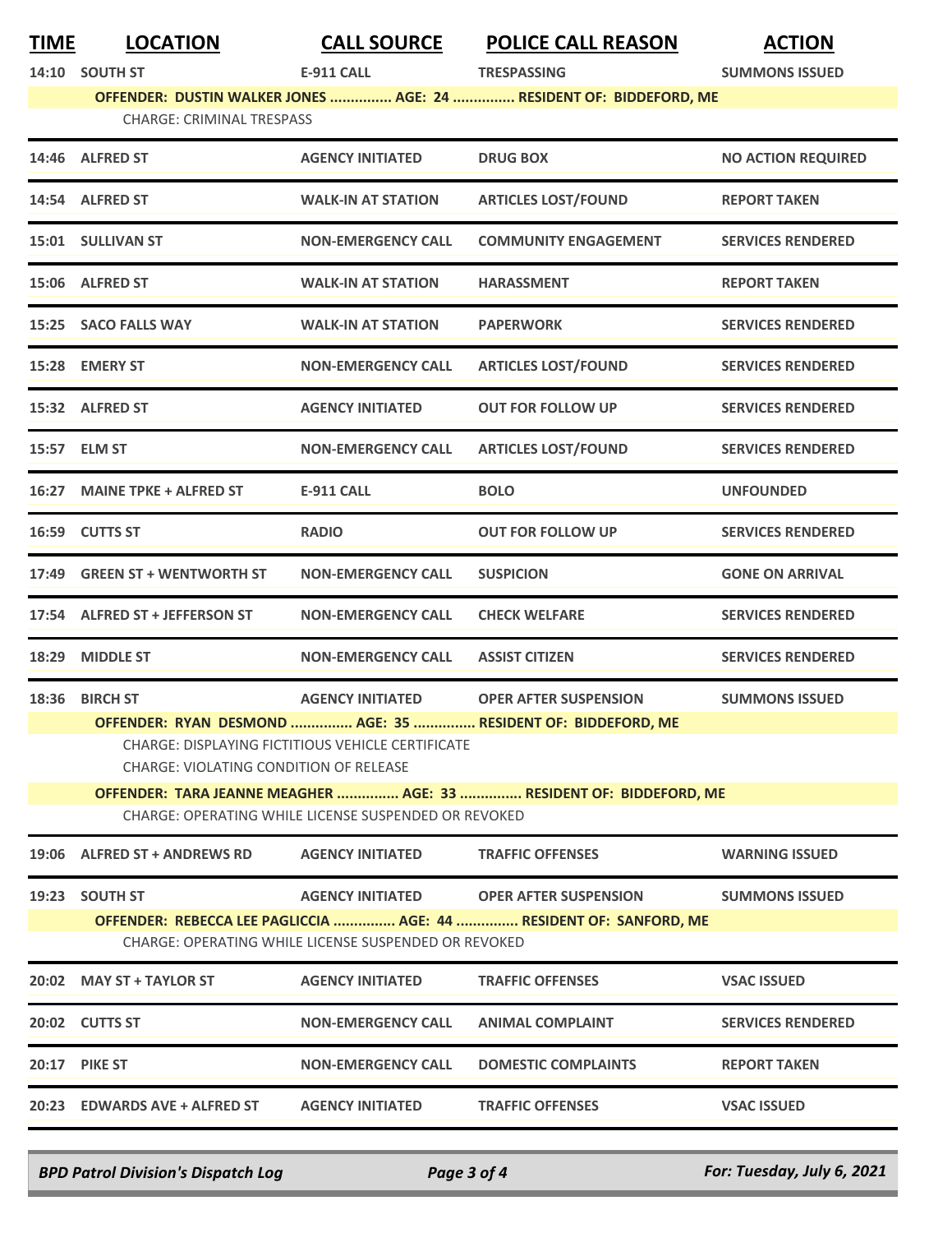| TIME | LOCATION | CALL SOURCE | POLICE CALL REASON | ACTION |
|---|---|---|---|---|
| 14:10 | SOUTH ST | E-911 CALL | TRESPASSING | SUMMONS ISSUED |
| | OFFENDER: DUSTIN WALKER JONES ............... AGE: 24 ............... RESIDENT OF: BIDDEFORD, ME | | | |
| | CHARGE: CRIMINAL TRESPASS | | | |
| 14:46 | ALFRED ST | AGENCY INITIATED | DRUG BOX | NO ACTION REQUIRED |
| 14:54 | ALFRED ST | WALK-IN AT STATION | ARTICLES LOST/FOUND | REPORT TAKEN |
| 15:01 | SULLIVAN ST | NON-EMERGENCY CALL | COMMUNITY ENGAGEMENT | SERVICES RENDERED |
| 15:06 | ALFRED ST | WALK-IN AT STATION | HARASSMENT | REPORT TAKEN |
| 15:25 | SACO FALLS WAY | WALK-IN AT STATION | PAPERWORK | SERVICES RENDERED |
| 15:28 | EMERY ST | NON-EMERGENCY CALL | ARTICLES LOST/FOUND | SERVICES RENDERED |
| 15:32 | ALFRED ST | AGENCY INITIATED | OUT FOR FOLLOW UP | SERVICES RENDERED |
| 15:57 | ELM ST | NON-EMERGENCY CALL | ARTICLES LOST/FOUND | SERVICES RENDERED |
| 16:27 | MAINE TPKE + ALFRED ST | E-911 CALL | BOLO | UNFOUNDED |
| 16:59 | CUTTS ST | RADIO | OUT FOR FOLLOW UP | SERVICES RENDERED |
| 17:49 | GREEN ST + WENTWORTH ST | NON-EMERGENCY CALL | SUSPICION | GONE ON ARRIVAL |
| 17:54 | ALFRED ST + JEFFERSON ST | NON-EMERGENCY CALL | CHECK WELFARE | SERVICES RENDERED |
| 18:29 | MIDDLE ST | NON-EMERGENCY CALL | ASSIST CITIZEN | SERVICES RENDERED |
| 18:36 | BIRCH ST | AGENCY INITIATED | OPER AFTER SUSPENSION | SUMMONS ISSUED |
| | OFFENDER: RYAN DESMOND ............... AGE: 35 ............... RESIDENT OF: BIDDEFORD, ME | | | |
| | CHARGE: DISPLAYING FICTITIOUS VEHICLE CERTIFICATE | | | |
| | CHARGE: VIOLATING CONDITION OF RELEASE | | | |
| | OFFENDER: TARA JEANNE MEAGHER ............... AGE: 33 ............... RESIDENT OF: BIDDEFORD, ME | | | |
| | CHARGE: OPERATING WHILE LICENSE SUSPENDED OR REVOKED | | | |
| 19:06 | ALFRED ST + ANDREWS RD | AGENCY INITIATED | TRAFFIC OFFENSES | WARNING ISSUED |
| 19:23 | SOUTH ST | AGENCY INITIATED | OPER AFTER SUSPENSION | SUMMONS ISSUED |
| | OFFENDER: REBECCA LEE PAGLICCIA ............... AGE: 44 ............... RESIDENT OF: SANFORD, ME | | | |
| | CHARGE: OPERATING WHILE LICENSE SUSPENDED OR REVOKED | | | |
| 20:02 | MAY ST + TAYLOR ST | AGENCY INITIATED | TRAFFIC OFFENSES | VSAC ISSUED |
| 20:02 | CUTTS ST | NON-EMERGENCY CALL | ANIMAL COMPLAINT | SERVICES RENDERED |
| 20:17 | PIKE ST | NON-EMERGENCY CALL | DOMESTIC COMPLAINTS | REPORT TAKEN |
| 20:23 | EDWARDS AVE + ALFRED ST | AGENCY INITIATED | TRAFFIC OFFENSES | VSAC ISSUED |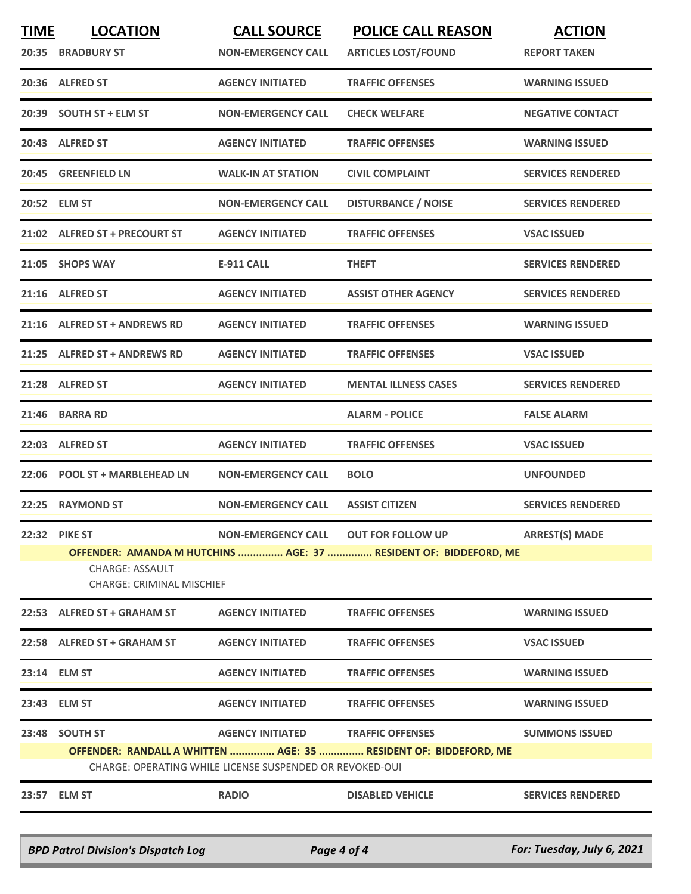| TIME | LOCATION | CALL SOURCE | POLICE CALL REASON | ACTION |
|---|---|---|---|---|
| 20:35 | BRADBURY ST | NON-EMERGENCY CALL | ARTICLES LOST/FOUND | REPORT TAKEN |
| 20:36 | ALFRED ST | AGENCY INITIATED | TRAFFIC OFFENSES | WARNING ISSUED |
| 20:39 | SOUTH ST + ELM ST | NON-EMERGENCY CALL | CHECK WELFARE | NEGATIVE CONTACT |
| 20:43 | ALFRED ST | AGENCY INITIATED | TRAFFIC OFFENSES | WARNING ISSUED |
| 20:45 | GREENFIELD LN | WALK-IN AT STATION | CIVIL COMPLAINT | SERVICES RENDERED |
| 20:52 | ELM ST | NON-EMERGENCY CALL | DISTURBANCE / NOISE | SERVICES RENDERED |
| 21:02 | ALFRED ST + PRECOURT ST | AGENCY INITIATED | TRAFFIC OFFENSES | VSAC ISSUED |
| 21:05 | SHOPS WAY | E-911 CALL | THEFT | SERVICES RENDERED |
| 21:16 | ALFRED ST | AGENCY INITIATED | ASSIST OTHER AGENCY | SERVICES RENDERED |
| 21:16 | ALFRED ST + ANDREWS RD | AGENCY INITIATED | TRAFFIC OFFENSES | WARNING ISSUED |
| 21:25 | ALFRED ST + ANDREWS RD | AGENCY INITIATED | TRAFFIC OFFENSES | VSAC ISSUED |
| 21:28 | ALFRED ST | AGENCY INITIATED | MENTAL ILLNESS CASES | SERVICES RENDERED |
| 21:46 | BARRA RD | | ALARM - POLICE | FALSE ALARM |
| 22:03 | ALFRED ST | AGENCY INITIATED | TRAFFIC OFFENSES | VSAC ISSUED |
| 22:06 | POOL ST + MARBLEHEAD LN | NON-EMERGENCY CALL | BOLO | UNFOUNDED |
| 22:25 | RAYMOND ST | NON-EMERGENCY CALL | ASSIST CITIZEN | SERVICES RENDERED |
| 22:32 | PIKE ST | NON-EMERGENCY CALL | OUT FOR FOLLOW UP | ARREST(S) MADE |
| | OFFENDER: AMANDA M HUTCHINS ............... AGE: 37 ............... RESIDENT OF: BIDDEFORD, ME<br>CHARGE: ASSAULT<br>CHARGE: CRIMINAL MISCHIEF | | | |
| 22:53 | ALFRED ST + GRAHAM ST | AGENCY INITIATED | TRAFFIC OFFENSES | WARNING ISSUED |
| 22:58 | ALFRED ST + GRAHAM ST | AGENCY INITIATED | TRAFFIC OFFENSES | VSAC ISSUED |
| 23:14 | ELM ST | AGENCY INITIATED | TRAFFIC OFFENSES | WARNING ISSUED |
| 23:43 | ELM ST | AGENCY INITIATED | TRAFFIC OFFENSES | WARNING ISSUED |
| 23:48 | SOUTH ST | AGENCY INITIATED | TRAFFIC OFFENSES | SUMMONS ISSUED |
| | OFFENDER: RANDALL A WHITTEN ............... AGE: 35 ............... RESIDENT OF: BIDDEFORD, ME<br>CHARGE: OPERATING WHILE LICENSE SUSPENDED OR REVOKED-OUI | | | |
| 23:57 | ELM ST | RADIO | DISABLED VEHICLE | SERVICES RENDERED |

*BPD Patrol Division's Dispatch Log* — *For: Tuesday, July 6, 2021*